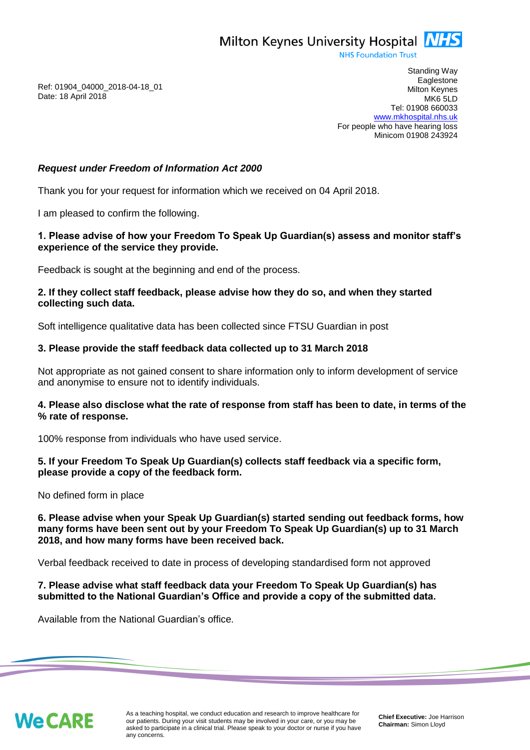Milton Keynes University Hospital NHS
NHS Foundation Trust

Ref: 01904_04000_2018-04-18_01
Date: 18 April 2018

Standing Way
Eaglestone
Milton Keynes
MK6 5LD
Tel: 01908 660033
www.mkhospital.nhs.uk
For people who have hearing loss
Minicom 01908 243924

***Request under Freedom of Information Act 2000***

Thank you for your request for information which we received on 04 April 2018.

I am pleased to confirm the following.

**1. Please advise of how your Freedom To Speak Up Guardian(s) assess and monitor staff's experience of the service they provide.**

Feedback is sought at the beginning and end of the process.

**2. If they collect staff feedback, please advise how they do so, and when they started collecting such data.**

Soft intelligence qualitative data has been collected since FTSU Guardian in post

**3. Please provide the staff feedback data collected up to 31 March 2018**

Not appropriate as not gained consent to share information only to inform development of service and anonymise to ensure not to identify individuals.

**4. Please also disclose what the rate of response from staff has been to date, in terms of the % rate of response.**

100% response from individuals who have used service.

**5. If your Freedom To Speak Up Guardian(s) collects staff feedback via a specific form, please provide a copy of the feedback form.**

No defined form in place

**6. Please advise when your Speak Up Guardian(s) started sending out feedback forms, how many forms have been sent out by your Freedom To Speak Up Guardian(s) up to 31 March 2018, and how many forms have been received back.**

Verbal feedback received to date in process of developing standardised form not approved

**7. Please advise what staff feedback data your Freedom To Speak Up Guardian(s) has submitted to the National Guardian's Office and provide a copy of the submitted data.**

Available from the National Guardian's office.

We CARE

As a teaching hospital, we conduct education and research to improve healthcare for our patients. During your visit students may be involved in your care, or you may be asked to participate in a clinical trial. Please speak to your doctor or nurse if you have any concerns.

**Chief Executive:** Joe Harrison
**Chairman:** Simon Lloyd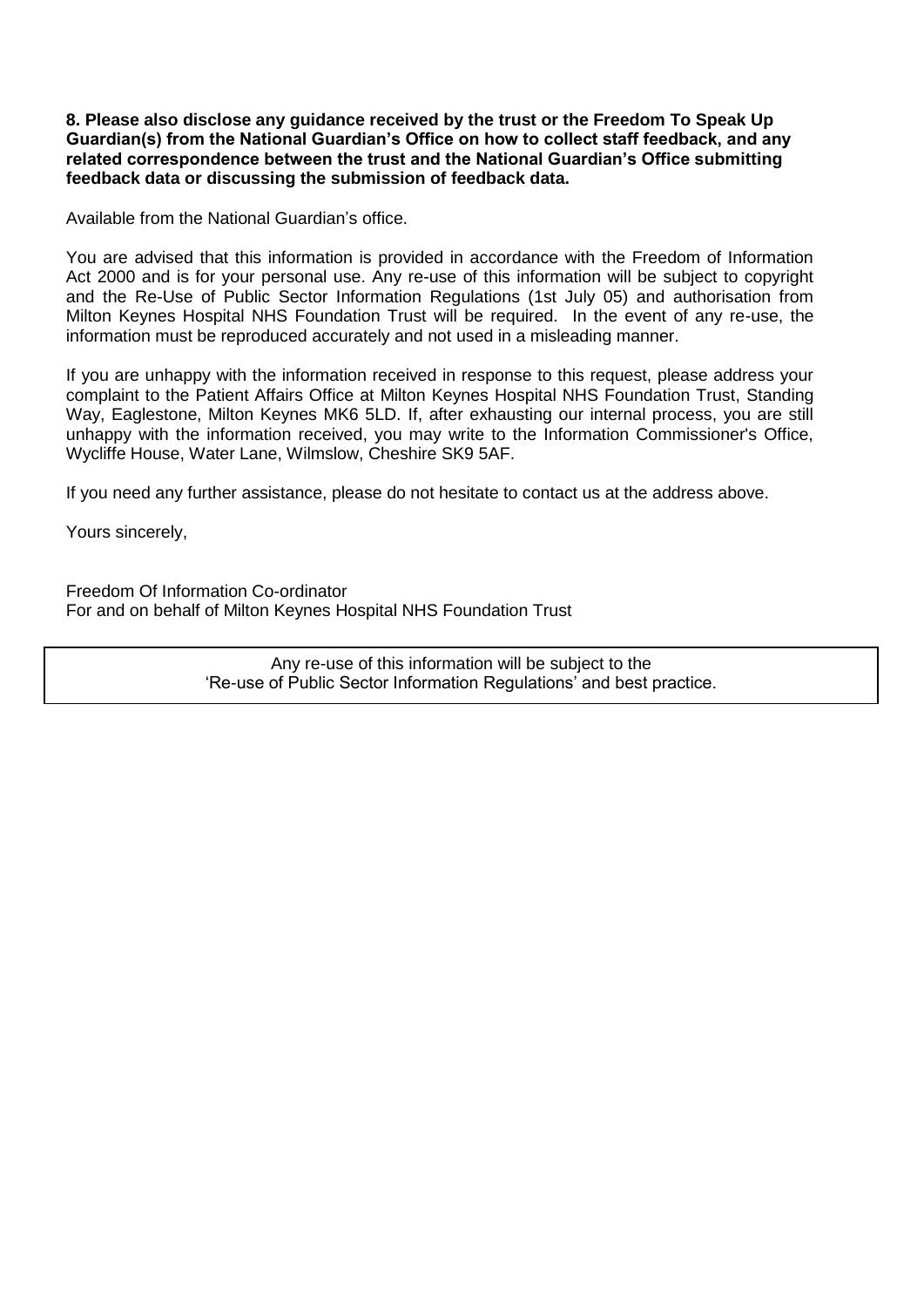**8. Please also disclose any guidance received by the trust or the Freedom To Speak Up Guardian(s) from the National Guardian's Office on how to collect staff feedback, and any related correspondence between the trust and the National Guardian's Office submitting feedback data or discussing the submission of feedback data.**

Available from the National Guardian's office.

You are advised that this information is provided in accordance with the Freedom of Information Act 2000 and is for your personal use. Any re-use of this information will be subject to copyright and the Re-Use of Public Sector Information Regulations (1st July 05) and authorisation from Milton Keynes Hospital NHS Foundation Trust will be required. In the event of any re-use, the information must be reproduced accurately and not used in a misleading manner.

If you are unhappy with the information received in response to this request, please address your complaint to the Patient Affairs Office at Milton Keynes Hospital NHS Foundation Trust, Standing Way, Eaglestone, Milton Keynes MK6 5LD. If, after exhausting our internal process, you are still unhappy with the information received, you may write to the Information Commissioner's Office, Wycliffe House, Water Lane, Wilmslow, Cheshire SK9 5AF.

If you need any further assistance, please do not hesitate to contact us at the address above.

Yours sincerely,

Freedom Of Information Co-ordinator
For and on behalf of Milton Keynes Hospital NHS Foundation Trust

Any re-use of this information will be subject to the 'Re-use of Public Sector Information Regulations' and best practice.